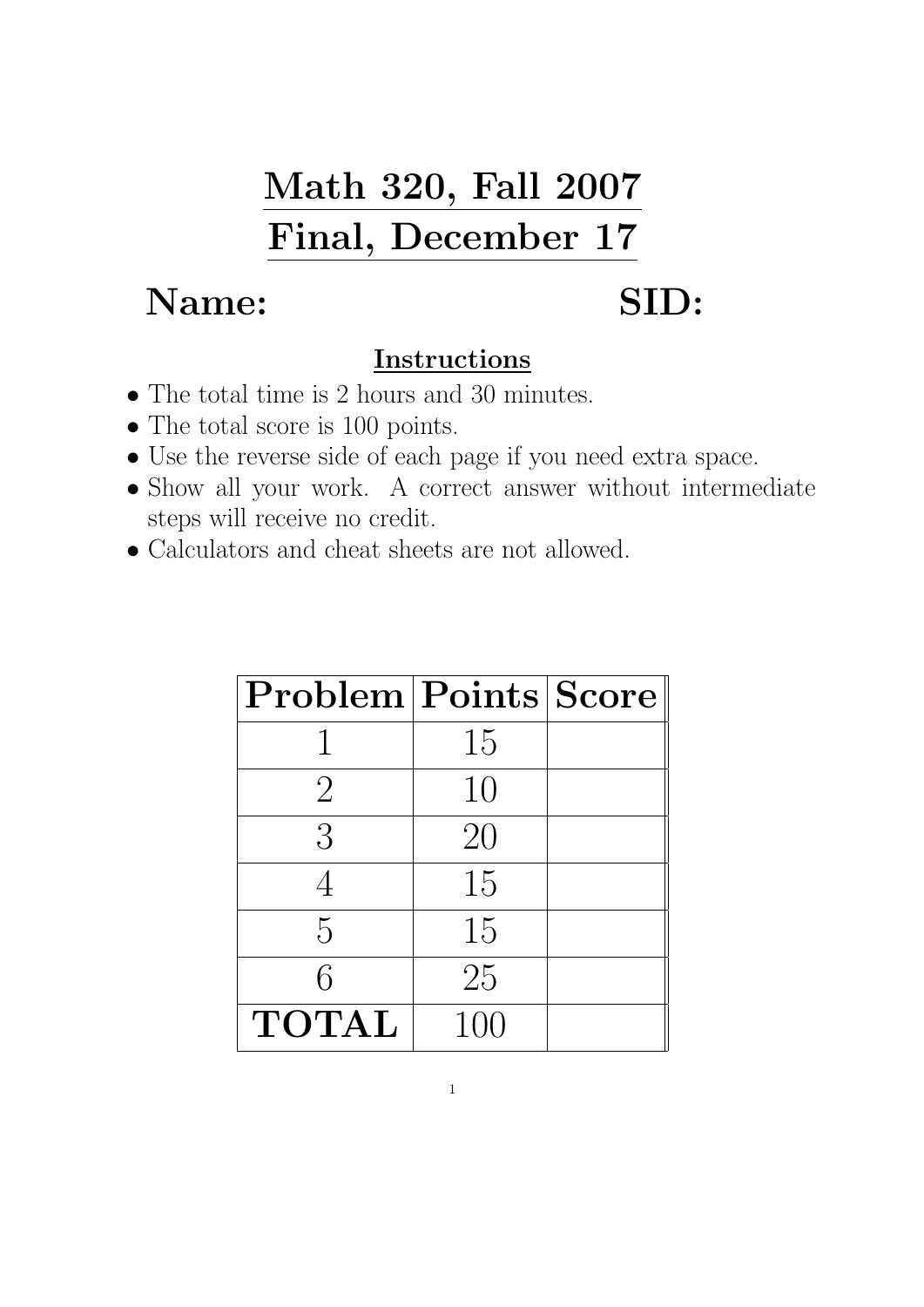# Math 320, Fall 2007

# Final, December 17

## Name: SID:

### Instructions

- The total time is 2 hours and 30 minutes.
- The total score is 100 points.
- Use the reverse side of each page if you need extra space.
- Show all your work. A correct answer without intermediate steps will receive no credit.
- Calculators and cheat sheets are not allowed.

| Problem | Points | Score |
|---|---|---|
| 1 | 15 | |
| 2 | 10 | |
| 3 | 20 | |
| 4 | 15 | |
| 5 | 15 | |
| 6 | 25 | |
| **TOTAL** | 100 | |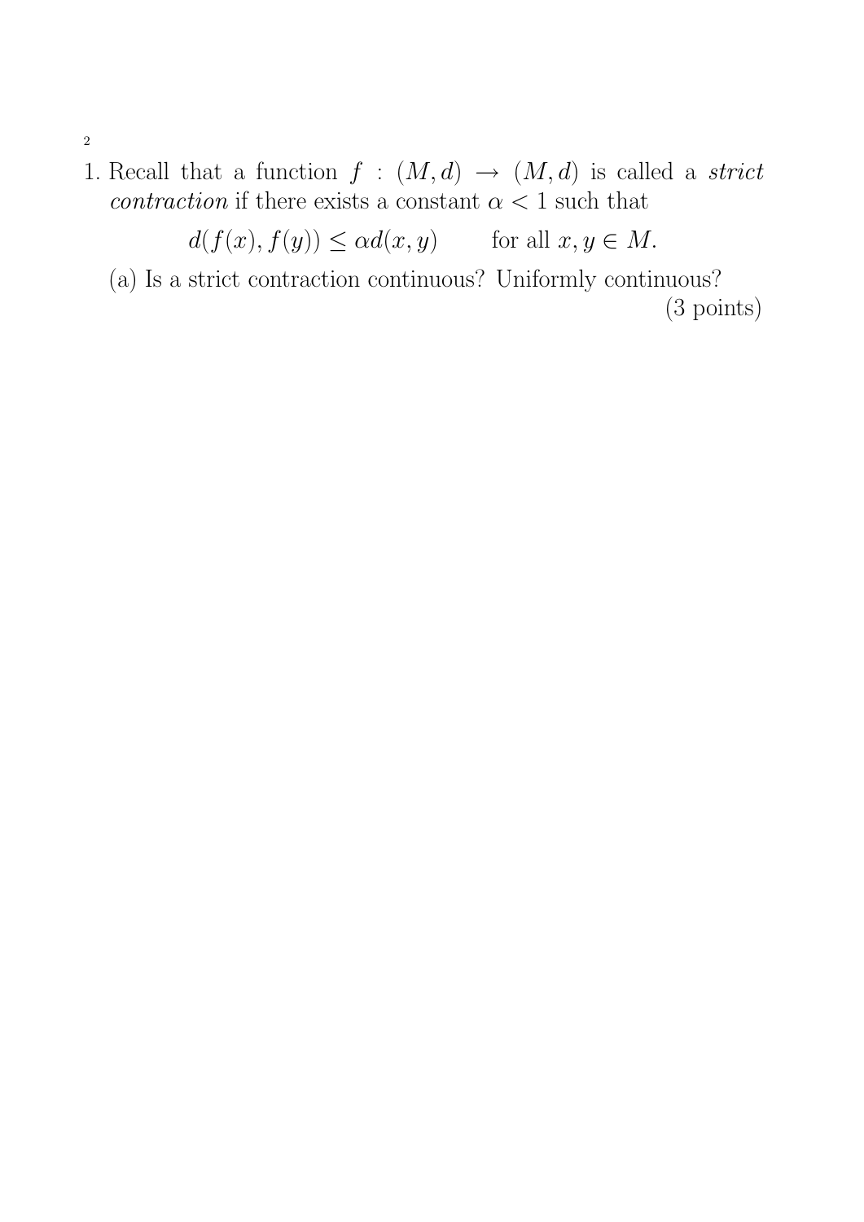1. Recall that a function $f : (M, d) \to (M, d)$ is called a *strict contraction* if there exists a constant $\alpha < 1$ such that

$$d(f(x), f(y)) \leq \alpha d(x, y) \qquad \text{for all } x, y \in M.$$

   (a) Is a strict contraction continuous? Uniformly continuous?

(3 points)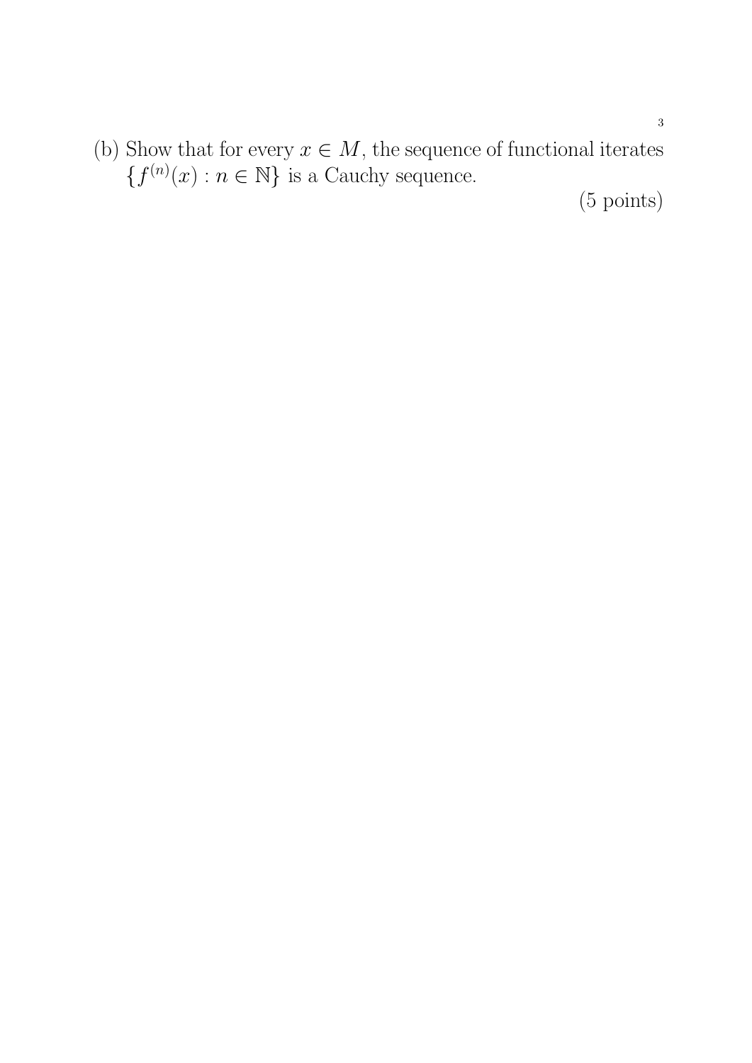(b) Show that for every $x \in M$, the sequence of functional iterates $\{f^{(n)}(x) : n \in \mathbb{N}\}$ is a Cauchy sequence.

(5 points)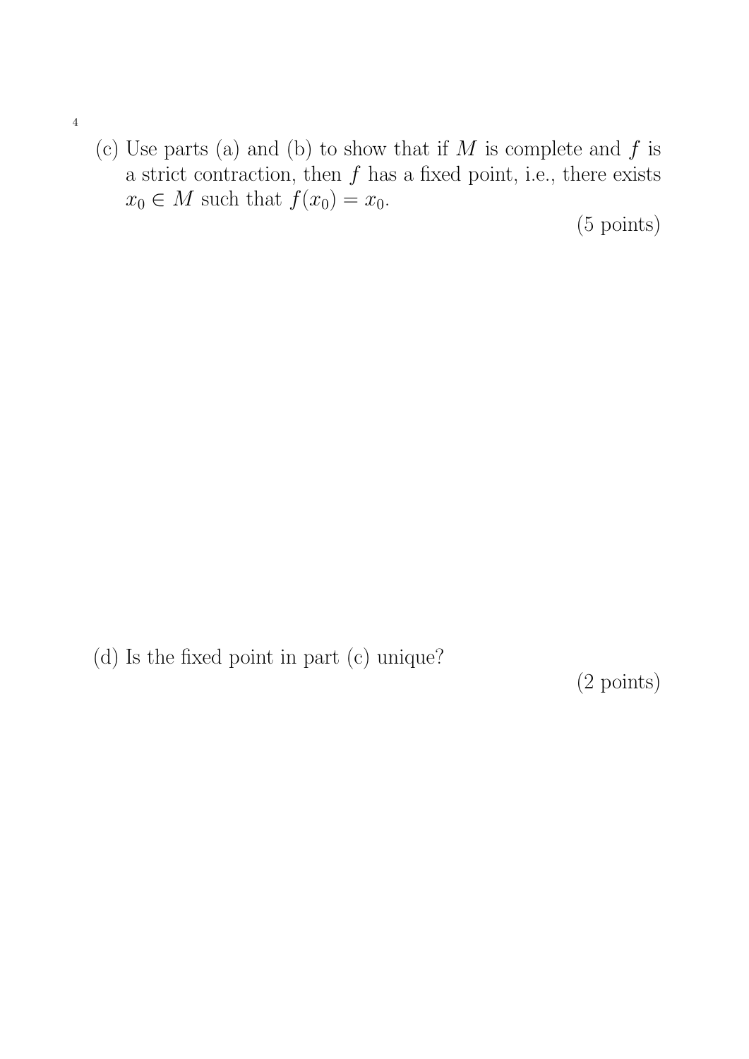(c) Use parts (a) and (b) to show that if $M$ is complete and $f$ is a strict contraction, then $f$ has a fixed point, i.e., there exists $x_0 \in M$ such that $f(x_0) = x_0$.

(5 points)

(d) Is the fixed point in part (c) unique?

(2 points)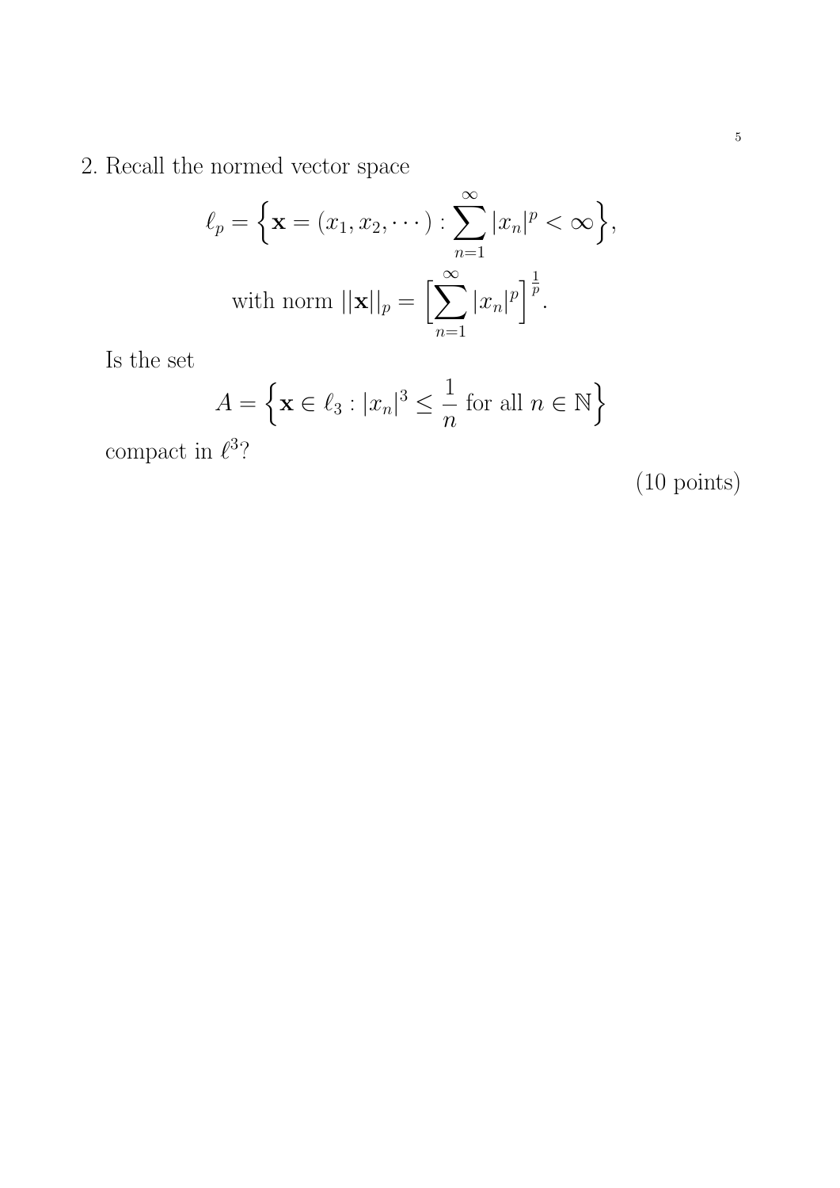2. Recall the normed vector space

$$\ell_p = \Big\{ \mathbf{x} = (x_1, x_2, \cdots) : \sum_{n=1}^{\infty} |x_n|^p < \infty \Big\},$$

$$\text{with norm } ||\mathbf{x}||_p = \Big[ \sum_{n=1}^{\infty} |x_n|^p \Big]^{\frac{1}{p}}.$$

Is the set

$$A = \Big\{ \mathbf{x} \in \ell_3 : |x_n|^3 \leq \frac{1}{n} \text{ for all } n \in \mathbb{N} \Big\}$$

compact in $\ell^3$?

(10 points)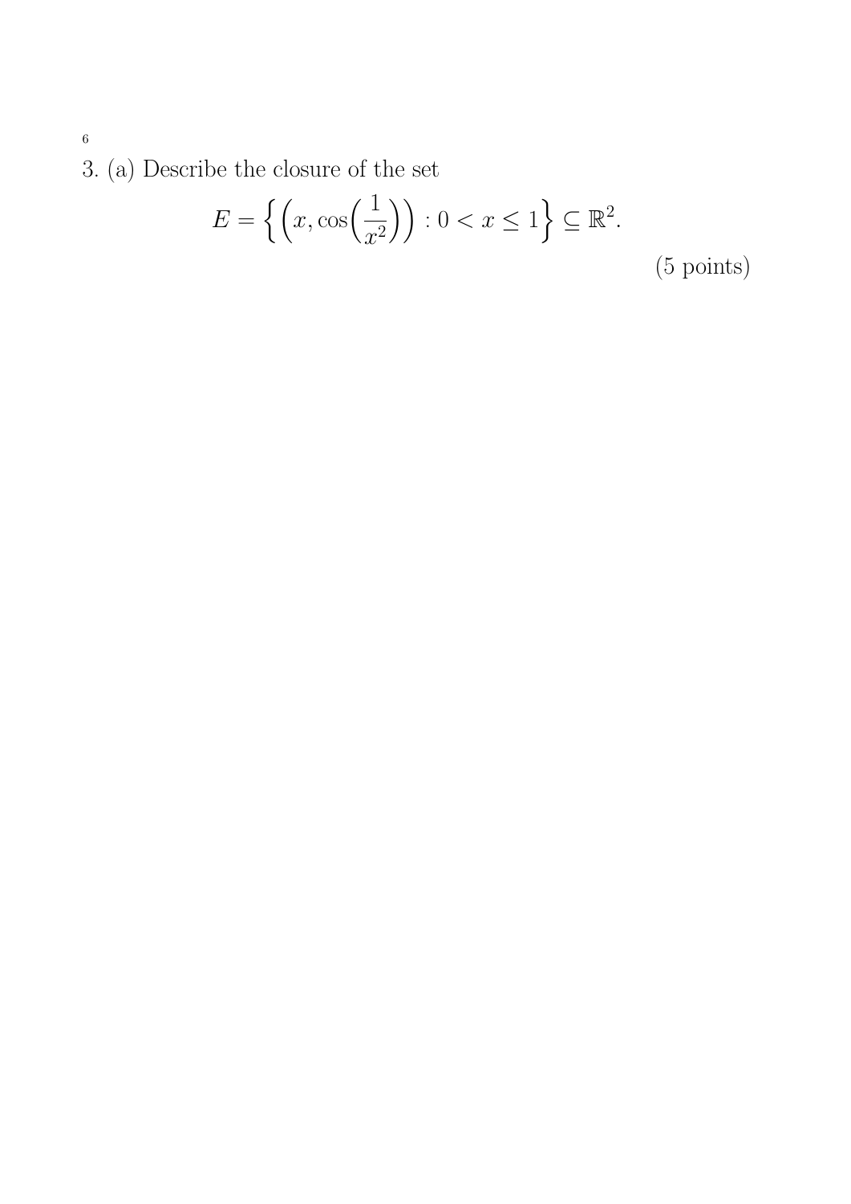3. (a) Describe the closure of the set

$$E = \left\{ \left( x, \cos\left( \frac{1}{x^2} \right) \right) : 0 < x \leq 1 \right\} \subseteq \mathbb{R}^2.$$

(5 points)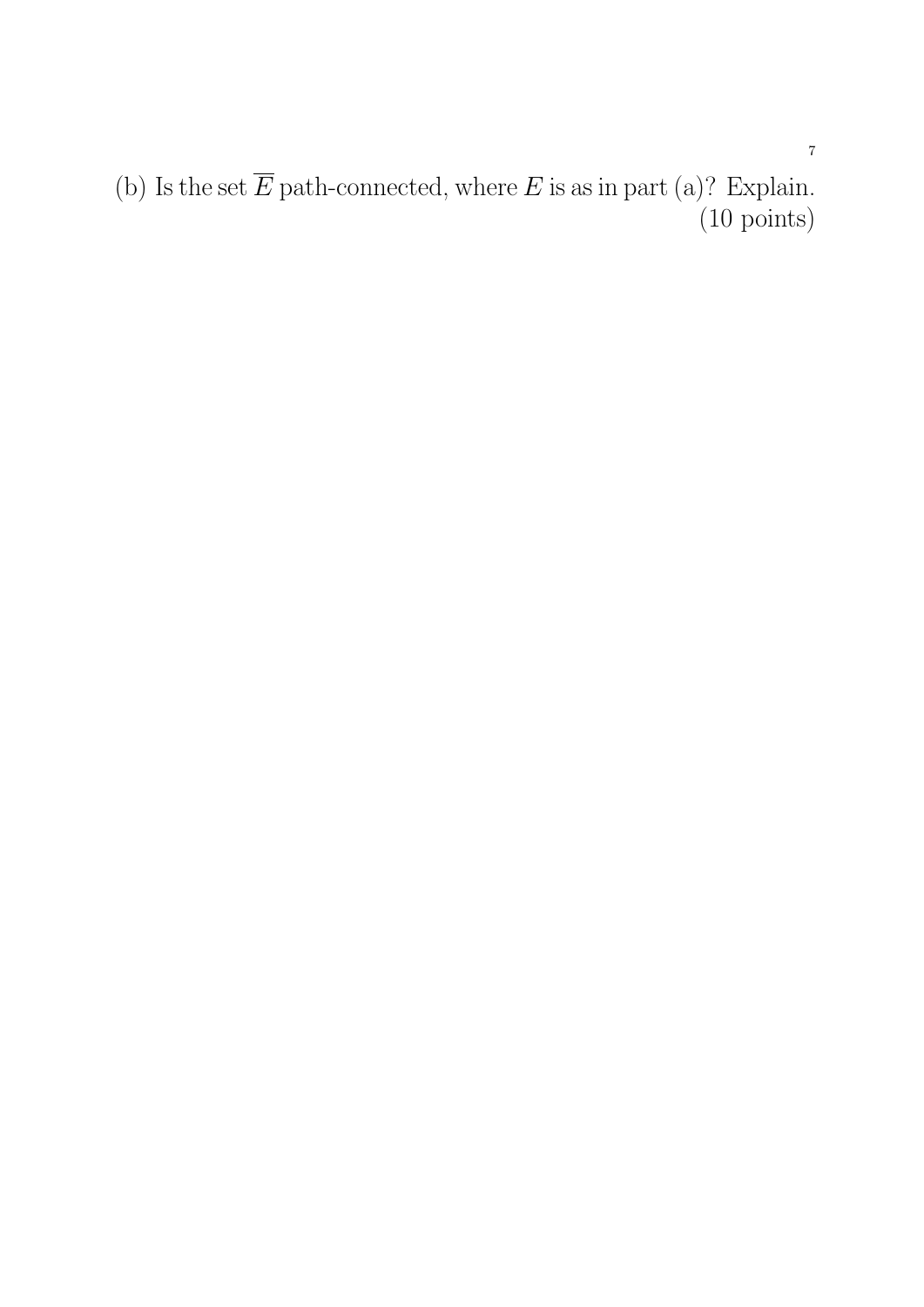(b) Is the set $\overline{E}$ path-connected, where $E$ is as in part (a)? Explain. (10 points)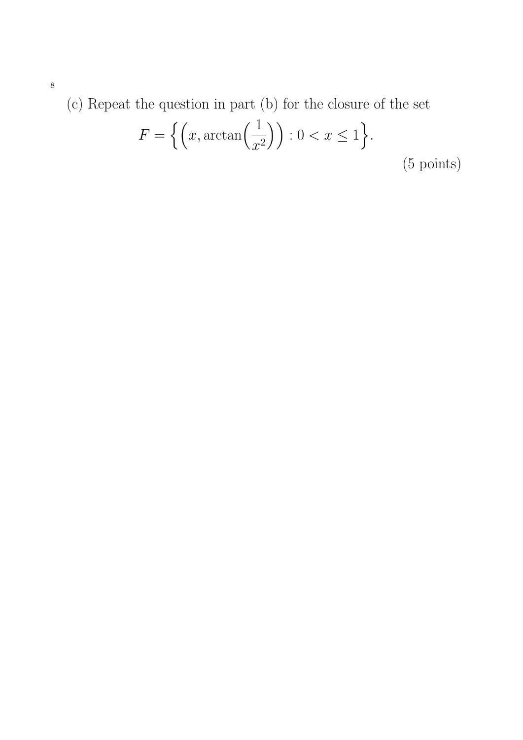(c) Repeat the question in part (b) for the closure of the set

$$F = \left\{ \left( x, \arctan\left( \frac{1}{x^2} \right) \right) : 0 < x \leq 1 \right\}.$$

(5 points)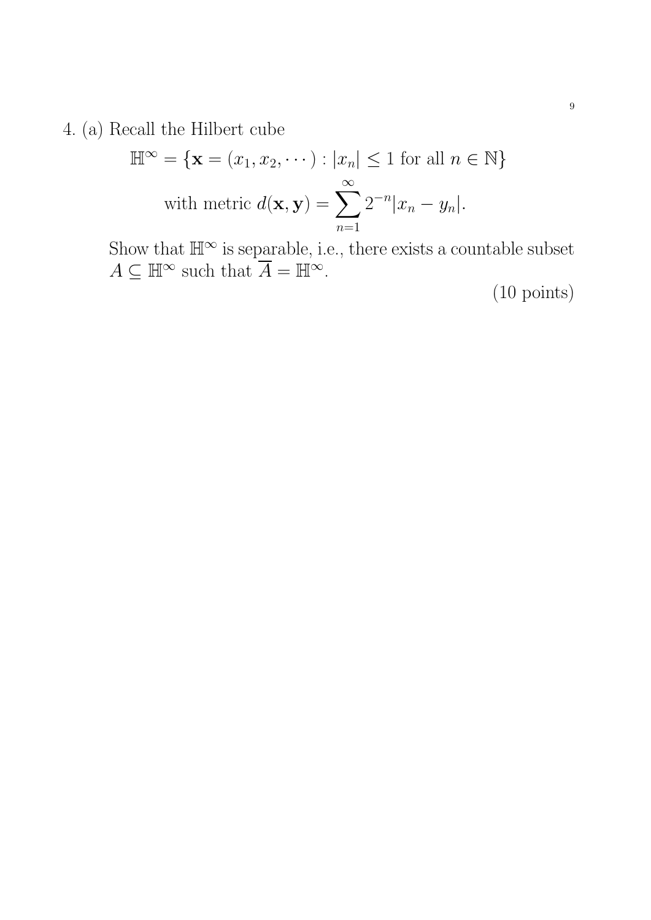4. (a) Recall the Hilbert cube

$$\mathbb{H}^\infty = \{\mathbf{x} = (x_1, x_2, \cdots) : |x_n| \leq 1 \text{ for all } n \in \mathbb{N}\}$$

$$\text{with metric } d(\mathbf{x}, \mathbf{y}) = \sum_{n=1}^{\infty} 2^{-n}|x_n - y_n|.$$

Show that $\mathbb{H}^\infty$ is separable, i.e., there exists a countable subset $A \subseteq \mathbb{H}^\infty$ such that $\overline{A} = \mathbb{H}^\infty$.

(10 points)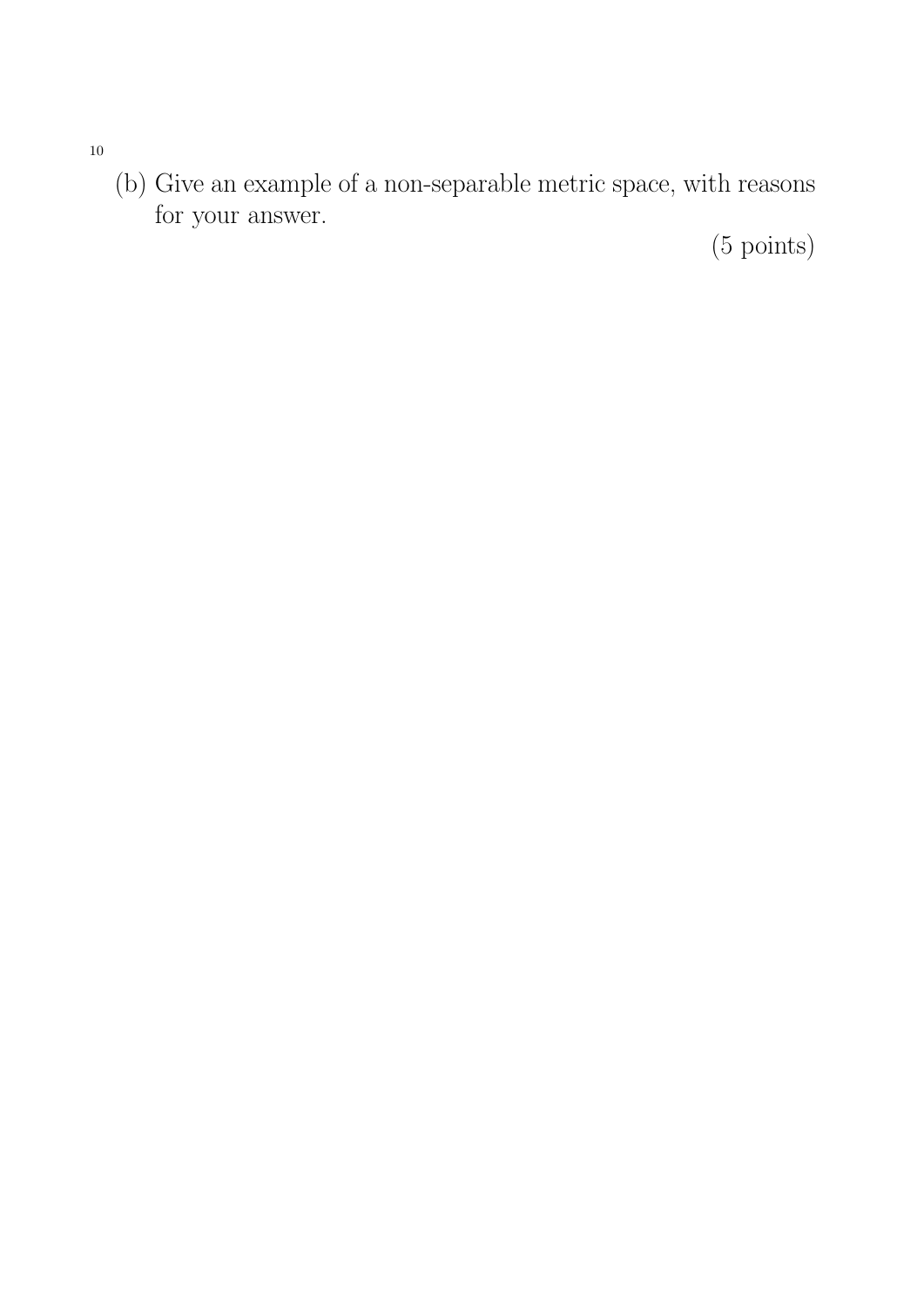(b) Give an example of a non-separable metric space, with reasons for your answer.

(5 points)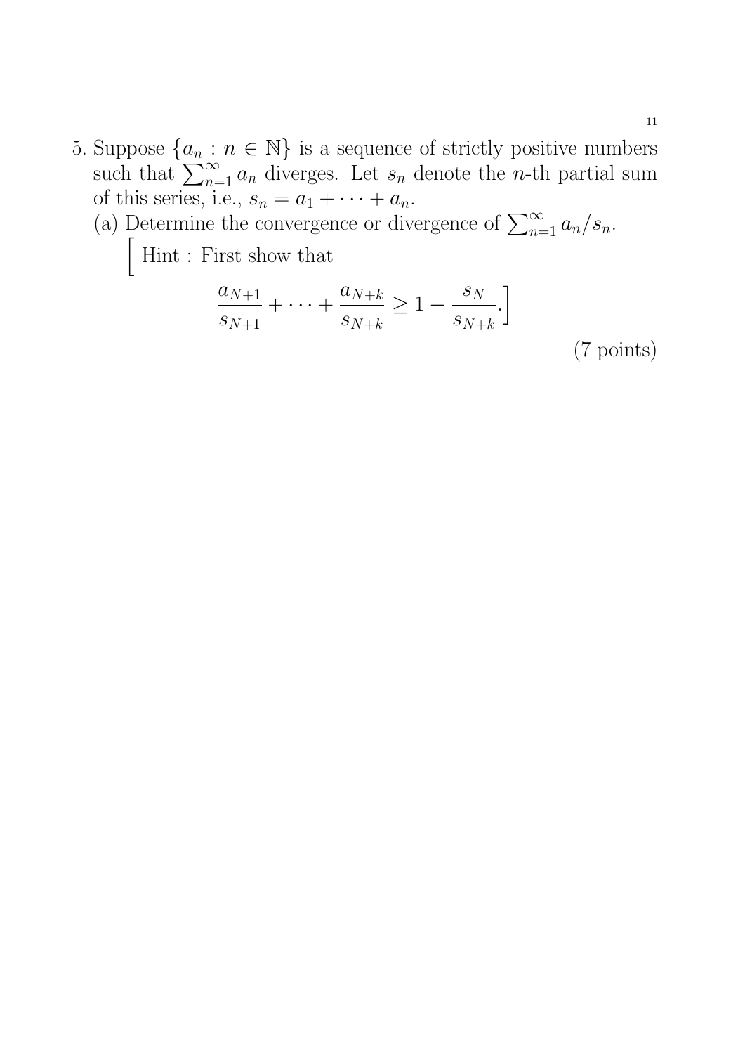5. Suppose $\{a_n : n \in \mathbb{N}\}$ is a sequence of strictly positive numbers such that $\sum_{n=1}^{\infty} a_n$ diverges. Let $s_n$ denote the $n$-th partial sum of this series, i.e., $s_n = a_1 + \cdots + a_n$.

   (a) Determine the convergence or divergence of $\sum_{n=1}^{\infty} a_n/s_n$.

   [ Hint : First show that

   $$\frac{a_{N+1}}{s_{N+1}} + \cdots + \frac{a_{N+k}}{s_{N+k}} \geq 1 - \frac{s_N}{s_{N+k}}. ]$$

   (7 points)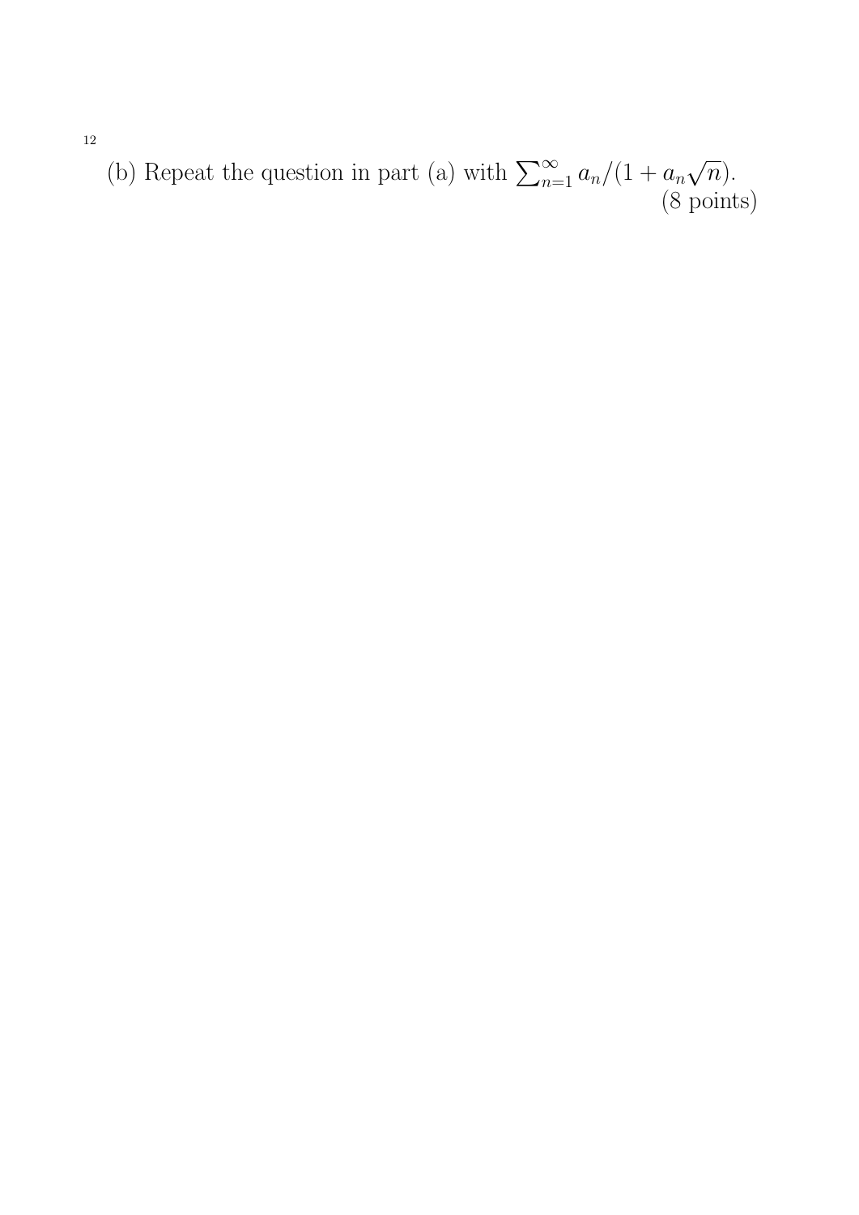(b) Repeat the question in part (a) with $\sum_{n=1}^{\infty} a_n/(1 + a_n\sqrt{n})$.
(8 points)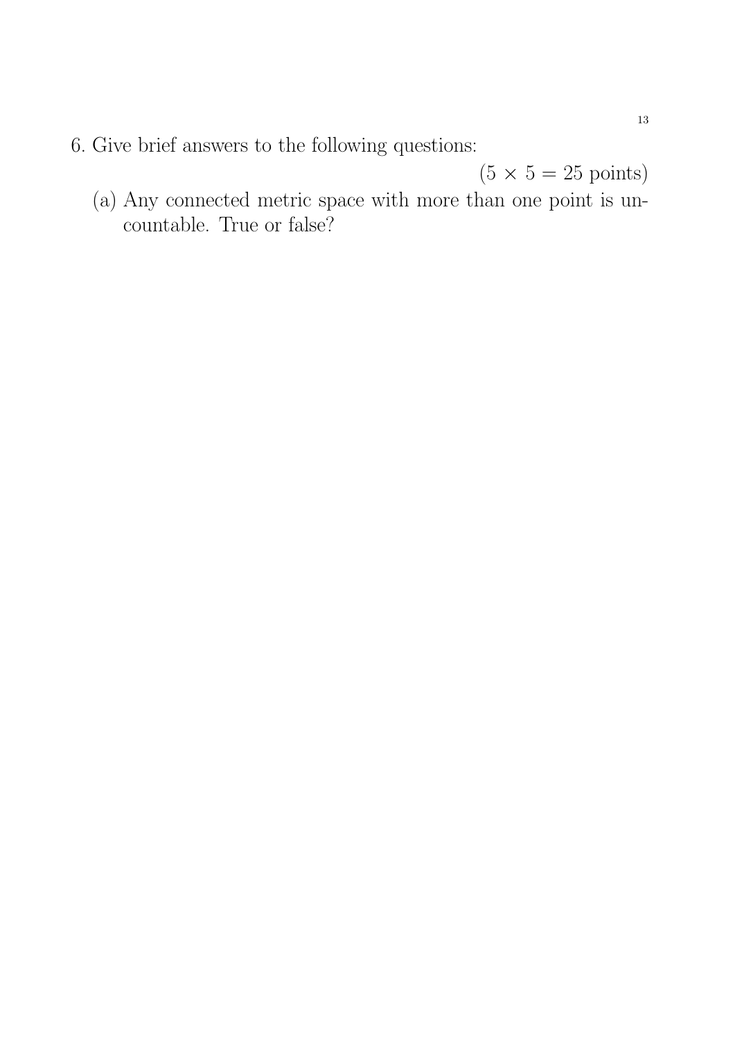6. Give brief answers to the following questions:

$(5 \times 5 = 25 \text{ points})$

(a) Any connected metric space with more than one point is uncountable. True or false?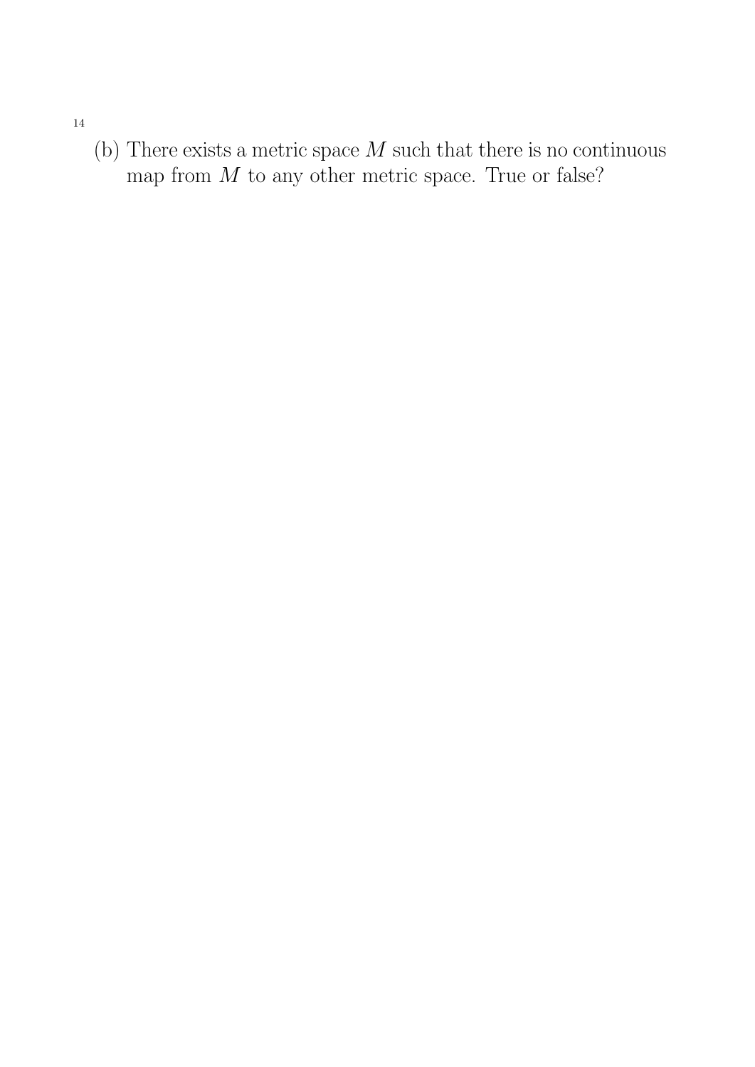(b) There exists a metric space $M$ such that there is no continuous map from $M$ to any other metric space. True or false?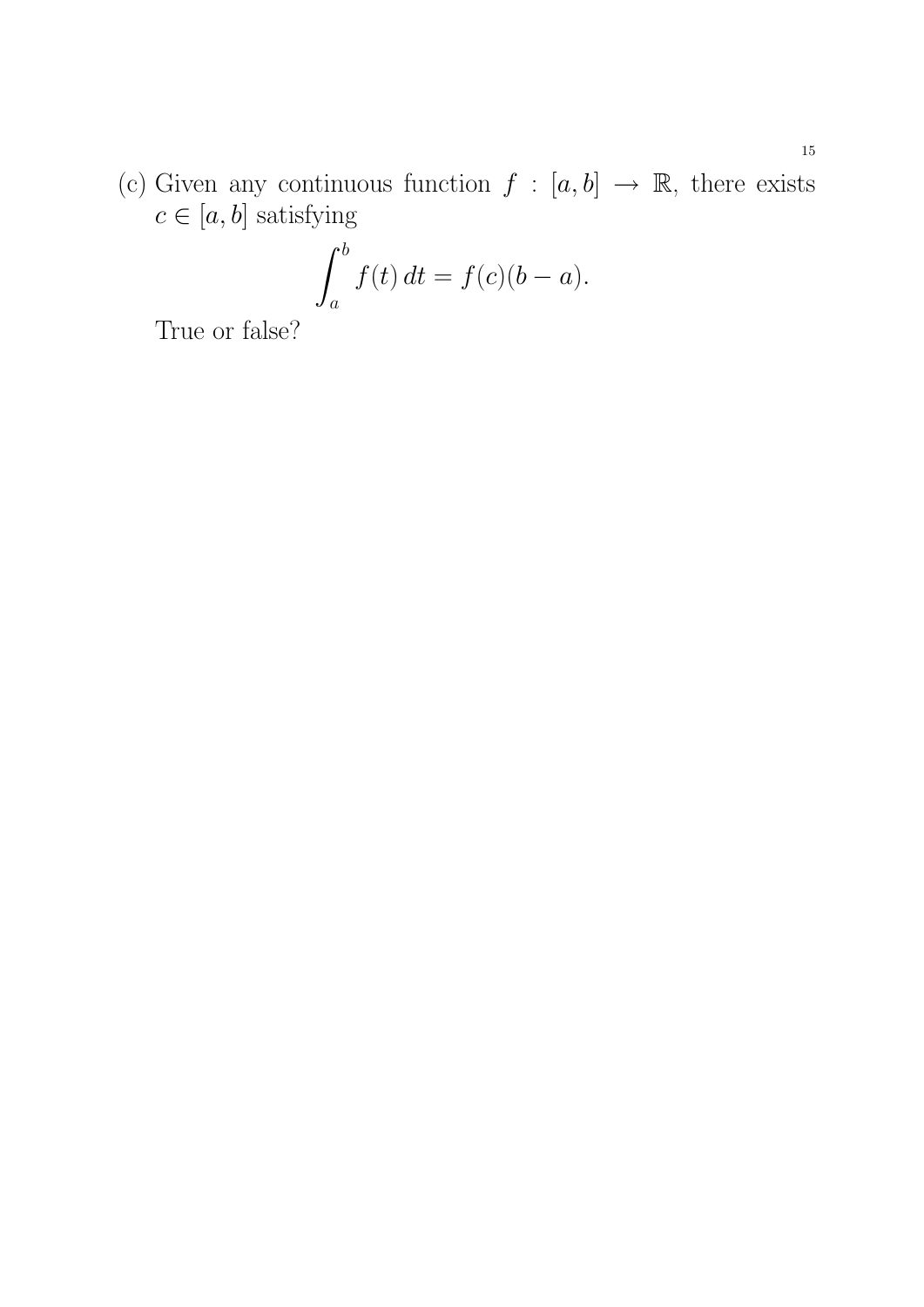(c) Given any continuous function $f : [a, b] \to \mathbb{R}$, there exists $c \in [a, b]$ satisfying

$$\int_a^b f(t)\,dt = f(c)(b - a).$$

True or false?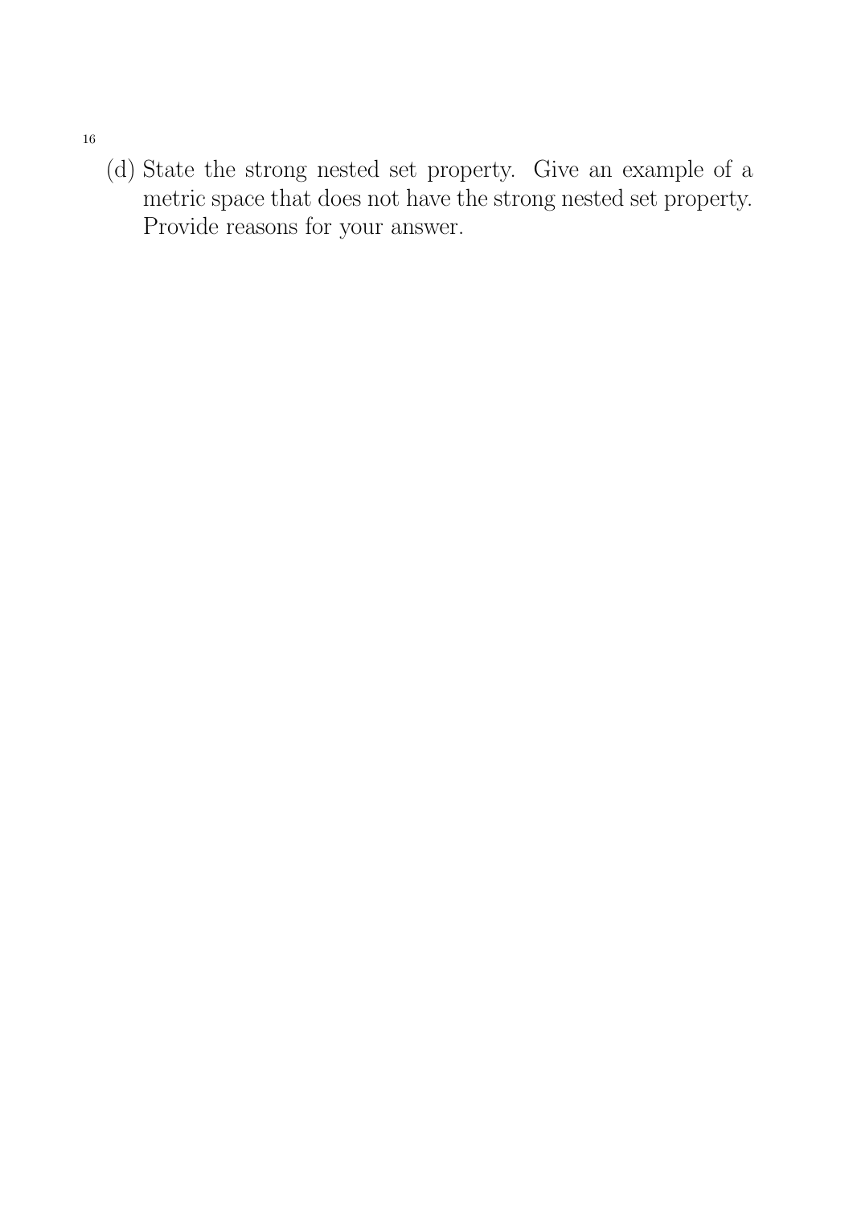(d) State the strong nested set property. Give an example of a metric space that does not have the strong nested set property. Provide reasons for your answer.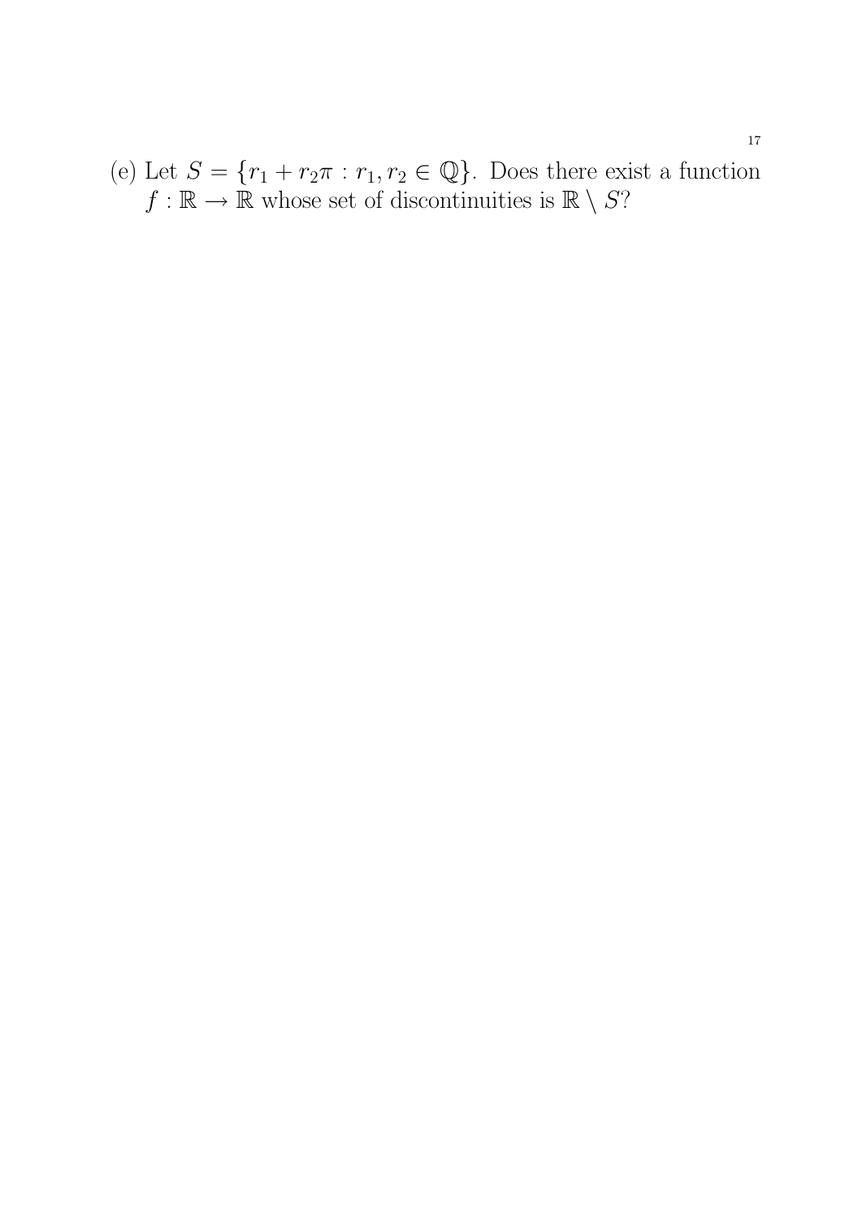(e) Let $S = \{r_1 + r_2\pi : r_1, r_2 \in \mathbb{Q}\}$. Does there exist a function $f : \mathbb{R} \to \mathbb{R}$ whose set of discontinuities is $\mathbb{R} \setminus S$?